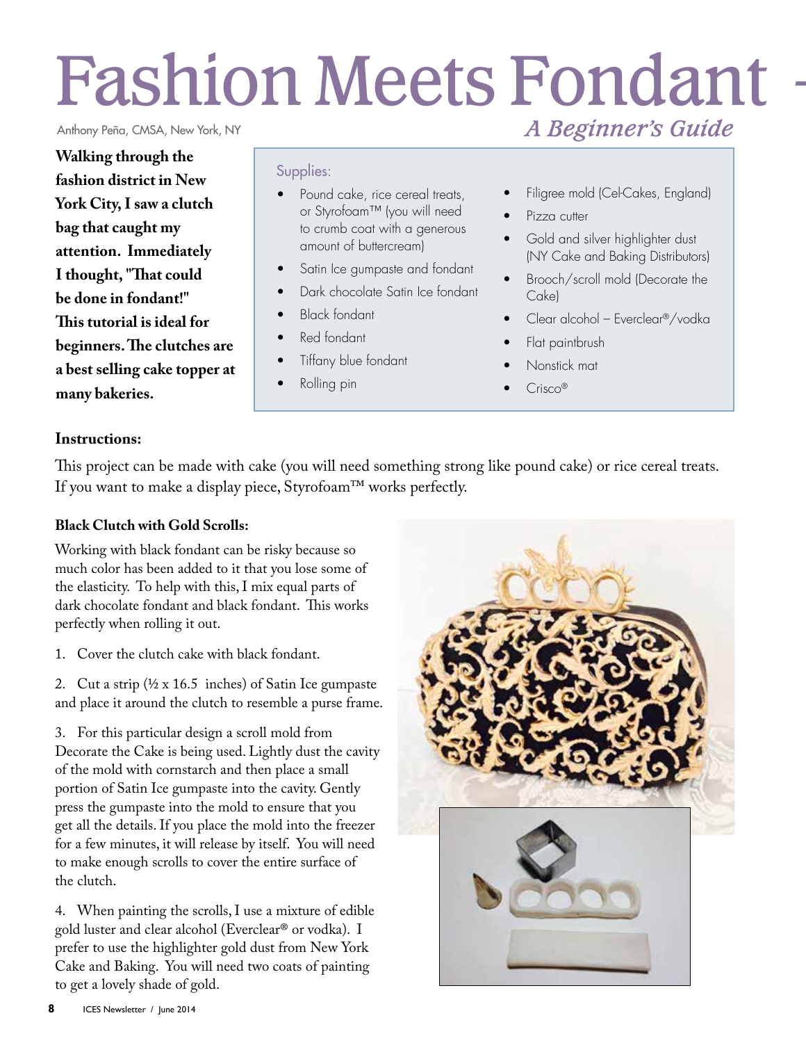# Fashion Meets Fondant - *A Beginner's Guide*

Anthony Peña, CMSA, New York, NY

**Walking through the fashion district in New York City, I saw a clutch bag that caught my attention. Immediately I thought, "That could be done in fondant!" This tutorial is ideal for beginners. The clutches are a best selling cake topper at many bakeries.**

Supplies:

- Pound cake, rice cereal treats, or Styrofoam™ (you will need to crumb coat with a generous amount of buttercream)
- Satin Ice gumpaste and fondant
- Dark chocolate Satin Ice fondant
- Black fondant
- Red fondant
- Tiffany blue fondant
- Rolling pin
- Filigree mold (Cel-Cakes, England)
- Pizza cutter
- Gold and silver highlighter dust (NY Cake and Baking Distributors)
- Brooch/scroll mold (Decorate the Cake)
- Clear alcohol – Everclear®/vodka
- Flat paintbrush
- Nonstick mat
- Crisco®

**Instructions:**

This project can be made with cake (you will need something strong like pound cake) or rice cereal treats. If you want to make a display piece, Styrofoam™ works perfectly.

**Black Clutch with Gold Scrolls:**

Working with black fondant can be risky because so much color has been added to it that you lose some of the elasticity. To help with this, I mix equal parts of dark chocolate fondant and black fondant. This works perfectly when rolling it out.

1. Cover the clutch cake with black fondant.

2. Cut a strip (½ x 16.5 inches) of Satin Ice gumpaste and place it around the clutch to resemble a purse frame.

3. For this particular design a scroll mold from Decorate the Cake is being used. Lightly dust the cavity of the mold with cornstarch and then place a small portion of Satin Ice gumpaste into the cavity. Gently press the gumpaste into the mold to ensure that you get all the details. If you place the mold into the freezer for a few minutes, it will release by itself. You will need to make enough scrolls to cover the entire surface of the clutch.

4. When painting the scrolls, I use a mixture of edible gold luster and clear alcohol (Everclear® or vodka). I prefer to use the highlighter gold dust from New York Cake and Baking. You will need two coats of painting to get a lovely shade of gold.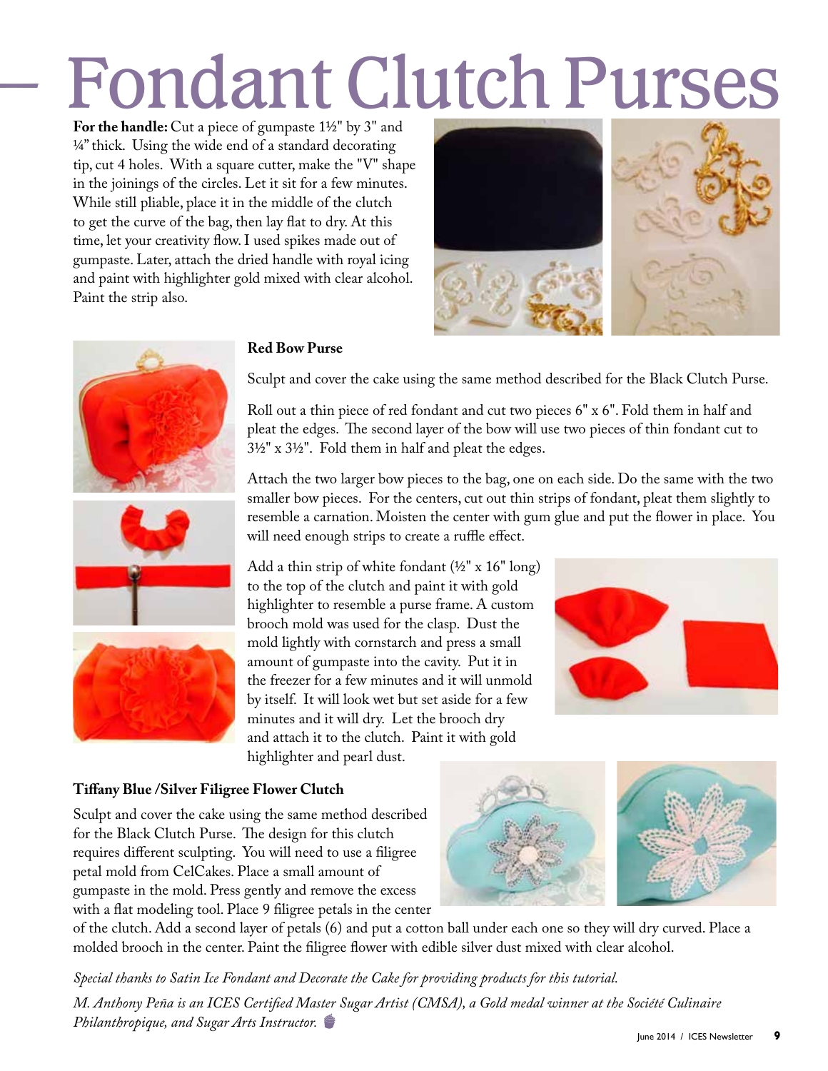# Fondant Clutch Purses

**For the handle:** Cut a piece of gumpaste 1½" by 3" and ¼" thick. Using the wide end of a standard decorating tip, cut 4 holes. With a square cutter, make the "V" shape in the joinings of the circles. Let it sit for a few minutes. While still pliable, place it in the middle of the clutch to get the curve of the bag, then lay flat to dry. At this time, let your creativity flow. I used spikes made out of gumpaste. Later, attach the dried handle with royal icing and paint with highlighter gold mixed with clear alcohol. Paint the strip also.

**Red Bow Purse**

Sculpt and cover the cake using the same method described for the Black Clutch Purse.

Roll out a thin piece of red fondant and cut two pieces 6" x 6". Fold them in half and pleat the edges. The second layer of the bow will use two pieces of thin fondant cut to 3½" x 3½". Fold them in half and pleat the edges.

Attach the two larger bow pieces to the bag, one on each side. Do the same with the two smaller bow pieces. For the centers, cut out thin strips of fondant, pleat them slightly to resemble a carnation. Moisten the center with gum glue and put the flower in place. You will need enough strips to create a ruffle effect.

Add a thin strip of white fondant (½" x 16" long) to the top of the clutch and paint it with gold highlighter to resemble a purse frame. A custom brooch mold was used for the clasp. Dust the mold lightly with cornstarch and press a small amount of gumpaste into the cavity. Put it in the freezer for a few minutes and it will unmold by itself. It will look wet but set aside for a few minutes and it will dry. Let the brooch dry and attach it to the clutch. Paint it with gold highlighter and pearl dust.

**Tiffany Blue /Silver Filigree Flower Clutch**

Sculpt and cover the cake using the same method described for the Black Clutch Purse. The design for this clutch requires different sculpting. You will need to use a filigree petal mold from CelCakes. Place a small amount of gumpaste in the mold. Press gently and remove the excess with a flat modeling tool. Place 9 filigree petals in the center of the clutch. Add a second layer of petals (6) and put a cotton ball under each one so they will dry curved. Place a molded brooch in the center. Paint the filigree flower with edible silver dust mixed with clear alcohol.

*Special thanks to Satin Ice Fondant and Decorate the Cake for providing products for this tutorial.*

*M. Anthony Peña is an ICES Certified Master Sugar Artist (CMSA), a Gold medal winner at the Société Culinaire Philanthropique, and Sugar Arts Instructor.*